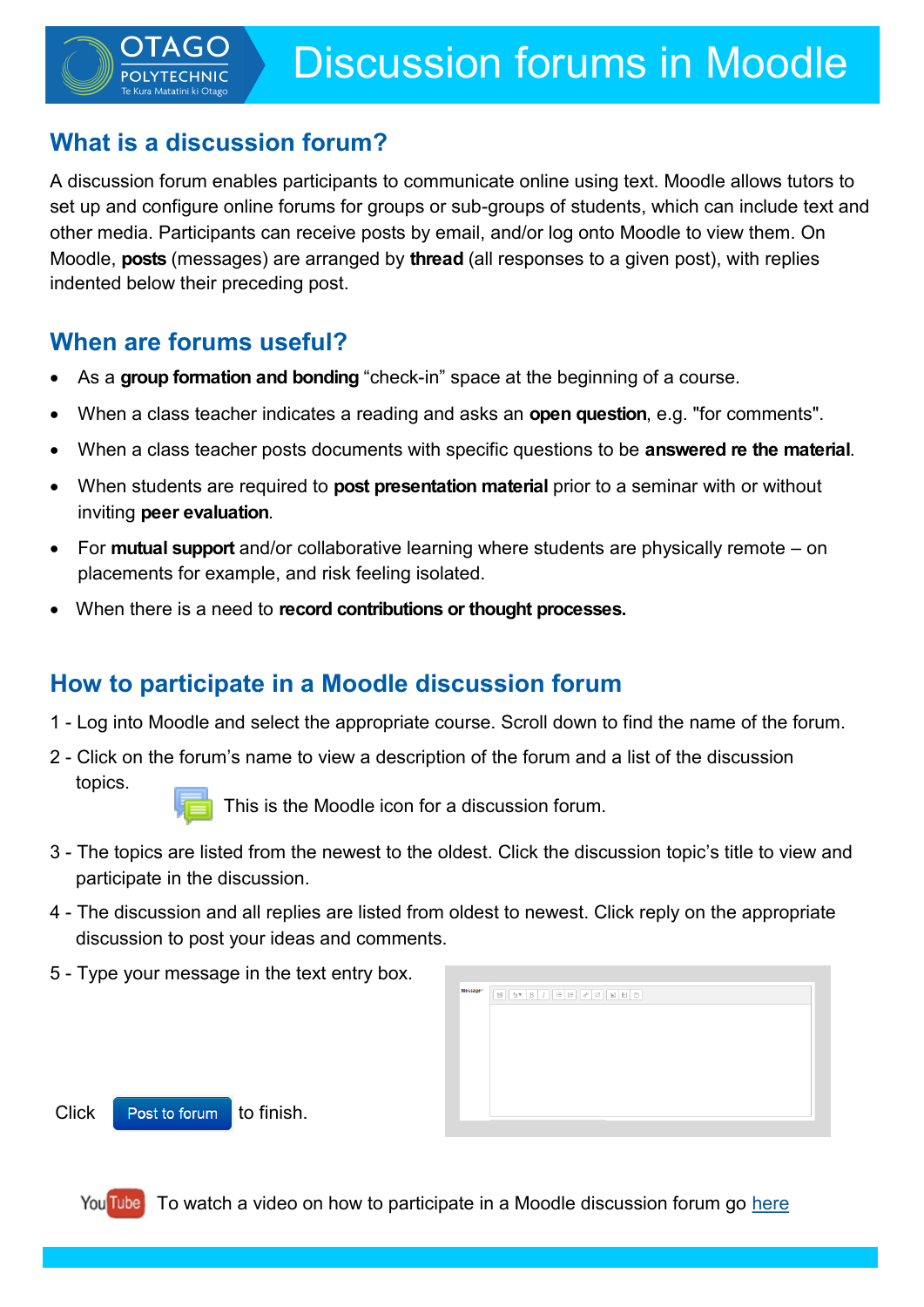# Discussion forums in Moodle

## What is a discussion forum?

A discussion forum enables participants to communicate online using text. Moodle allows tutors to set up and configure online forums for groups or sub-groups of students, which can include text and other media. Participants can receive posts by email, and/or log onto Moodle to view them. On Moodle, **posts** (messages) are arranged by **thread** (all responses to a given post), with replies indented below their preceding post.

## When are forums useful?

- As a **group formation and bonding** "check-in" space at the beginning of a course.
- When a class teacher indicates a reading and asks an **open question**, e.g. "for comments".
- When a class teacher posts documents with specific questions to be **answered re the material**.
- When students are required to **post presentation material** prior to a seminar with or without inviting **peer evaluation**.
- For **mutual support** and/or collaborative learning where students are physically remote – on placements for example, and risk feeling isolated.
- When there is a need to **record contributions or thought processes.**

## How to participate in a Moodle discussion forum

1 - Log into Moodle and select the appropriate course. Scroll down to find the name of the forum.

2 - Click on the forum's name to view a description of the forum and a list of the discussion topics.

This is the Moodle icon for a discussion forum.

3 - The topics are listed from the newest to the oldest. Click the discussion topic's title to view and participate in the discussion.

4 - The discussion and all replies are listed from oldest to newest. Click reply on the appropriate discussion to post your ideas and comments.

5 - Type your message in the text entry box.

Click Post to forum to finish.

To watch a video on how to participate in a Moodle discussion forum go here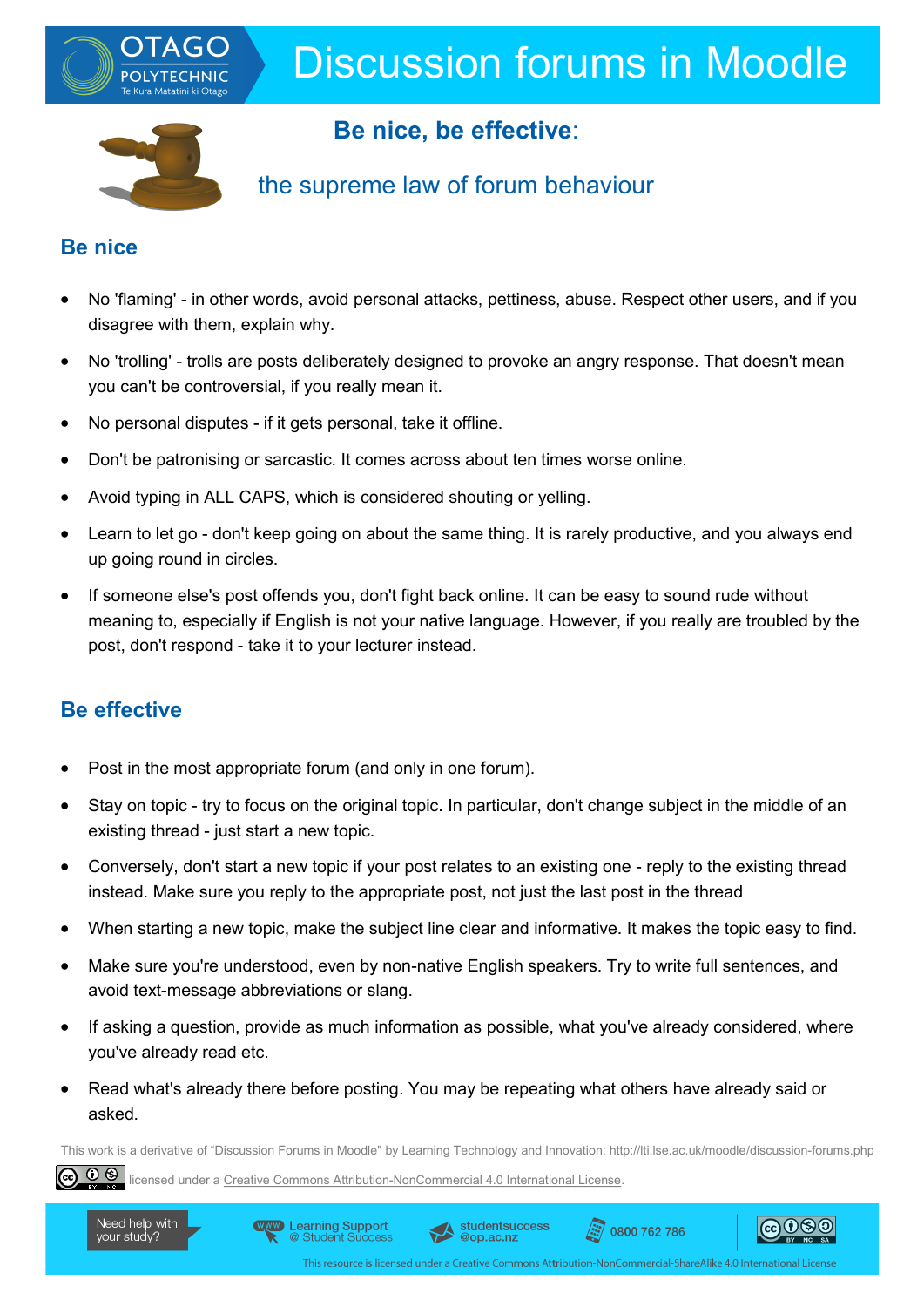# Discussion forums in Moodle

## Be nice, be effective:

the supreme law of forum behaviour

### Be nice

- No 'flaming' - in other words, avoid personal attacks, pettiness, abuse. Respect other users, and if you disagree with them, explain why.
- No 'trolling' - trolls are posts deliberately designed to provoke an angry response. That doesn't mean you can't be controversial, if you really mean it.
- No personal disputes - if it gets personal, take it offline.
- Don't be patronising or sarcastic. It comes across about ten times worse online.
- Avoid typing in ALL CAPS, which is considered shouting or yelling.
- Learn to let go - don't keep going on about the same thing. It is rarely productive, and you always end up going round in circles.
- If someone else's post offends you, don't fight back online. It can be easy to sound rude without meaning to, especially if English is not your native language. However, if you really are troubled by the post, don't respond - take it to your lecturer instead.

### Be effective

- Post in the most appropriate forum (and only in one forum).
- Stay on topic - try to focus on the original topic. In particular, don't change subject in the middle of an existing thread - just start a new topic.
- Conversely, don't start a new topic if your post relates to an existing one - reply to the existing thread instead. Make sure you reply to the appropriate post, not just the last post in the thread
- When starting a new topic, make the subject line clear and informative. It makes the topic easy to find.
- Make sure you're understood, even by non-native English speakers. Try to write full sentences, and avoid text-message abbreviations or slang.
- If asking a question, provide as much information as possible, what you've already considered, where you've already read etc.
- Read what's already there before posting. You may be repeating what others have already said or asked.

This work is a derivative of "Discussion Forums in Moodle" by Learning Technology and Innovation: http://lti.lse.ac.uk/moodle/discussion-forums.php

licensed under a Creative Commons Attribution-NonCommercial 4.0 International License.

Need help with your study? Learning Support @ Student Success | studentsuccess@op.ac.nz | 0800 762 786

This resource is licensed under a Creative Commons Attribution-NonCommercial-ShareAlike 4.0 International License